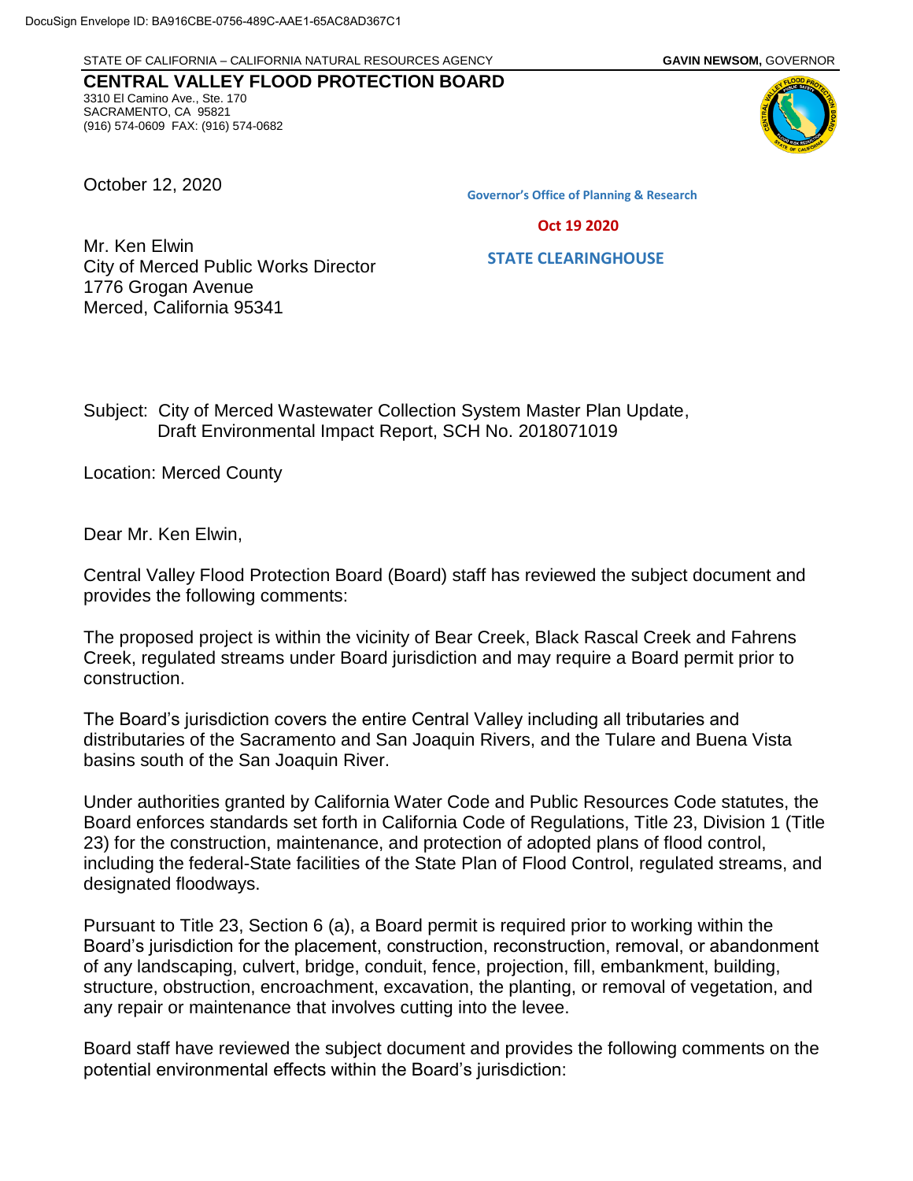DocuSign Envelope ID: BA916CBE-0756-489C-AAE1-65AC8AD367C1

STATE OF CALIFORNIA – CALIFORNIA NATURAL RESOURCES AGENCY **GAVIN NEWSOM,** GOVERNOR

**CENTRAL VALLEY FLOOD PROTECTION BOARD**
3310 El Camino Ave., Ste. 170
SACRAMENTO, CA 95821
(916) 574-0609 FAX: (916) 574-0682

October 12, 2020

Governor's Office of Planning & Research

Oct 19 2020

STATE CLEARINGHOUSE

Mr. Ken Elwin
City of Merced Public Works Director
1776 Grogan Avenue
Merced, California 95341

Subject: City of Merced Wastewater Collection System Master Plan Update, Draft Environmental Impact Report, SCH No. 2018071019

Location: Merced County

Dear Mr. Ken Elwin,

Central Valley Flood Protection Board (Board) staff has reviewed the subject document and provides the following comments:

The proposed project is within the vicinity of Bear Creek, Black Rascal Creek and Fahrens Creek, regulated streams under Board jurisdiction and may require a Board permit prior to construction.

The Board's jurisdiction covers the entire Central Valley including all tributaries and distributaries of the Sacramento and San Joaquin Rivers, and the Tulare and Buena Vista basins south of the San Joaquin River.

Under authorities granted by California Water Code and Public Resources Code statutes, the Board enforces standards set forth in California Code of Regulations, Title 23, Division 1 (Title 23) for the construction, maintenance, and protection of adopted plans of flood control, including the federal-State facilities of the State Plan of Flood Control, regulated streams, and designated floodways.

Pursuant to Title 23, Section 6 (a), a Board permit is required prior to working within the Board's jurisdiction for the placement, construction, reconstruction, removal, or abandonment of any landscaping, culvert, bridge, conduit, fence, projection, fill, embankment, building, structure, obstruction, encroachment, excavation, the planting, or removal of vegetation, and any repair or maintenance that involves cutting into the levee.

Board staff have reviewed the subject document and provides the following comments on the potential environmental effects within the Board's jurisdiction: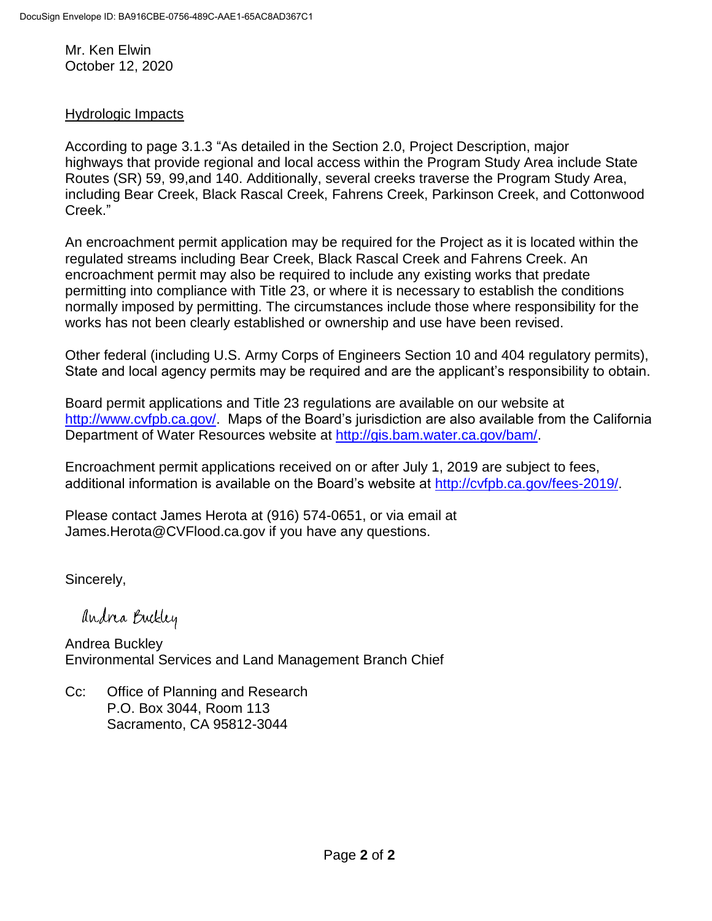Mr. Ken Elwin
October 12, 2020

Hydrologic Impacts

According to page 3.1.3 "As detailed in the Section 2.0, Project Description, major highways that provide regional and local access within the Program Study Area include State Routes (SR) 59, 99,and 140. Additionally, several creeks traverse the Program Study Area, including Bear Creek, Black Rascal Creek, Fahrens Creek, Parkinson Creek, and Cottonwood Creek."

An encroachment permit application may be required for the Project as it is located within the regulated streams including Bear Creek, Black Rascal Creek and Fahrens Creek. An encroachment permit may also be required to include any existing works that predate permitting into compliance with Title 23, or where it is necessary to establish the conditions normally imposed by permitting. The circumstances include those where responsibility for the works has not been clearly established or ownership and use have been revised.

Other federal (including U.S. Army Corps of Engineers Section 10 and 404 regulatory permits), State and local agency permits may be required and are the applicant's responsibility to obtain.

Board permit applications and Title 23 regulations are available on our website at http://www.cvfpb.ca.gov/. Maps of the Board's jurisdiction are also available from the California Department of Water Resources website at http://gis.bam.water.ca.gov/bam/.

Encroachment permit applications received on or after July 1, 2019 are subject to fees, additional information is available on the Board's website at http://cvfpb.ca.gov/fees-2019/.

Please contact James Herota at (916) 574-0651, or via email at James.Herota@CVFlood.ca.gov if you have any questions.

Sincerely,

Andrea Buckley

Andrea Buckley
Environmental Services and Land Management Branch Chief

Cc: Office of Planning and Research
P.O. Box 3044, Room 113
Sacramento, CA 95812-3044